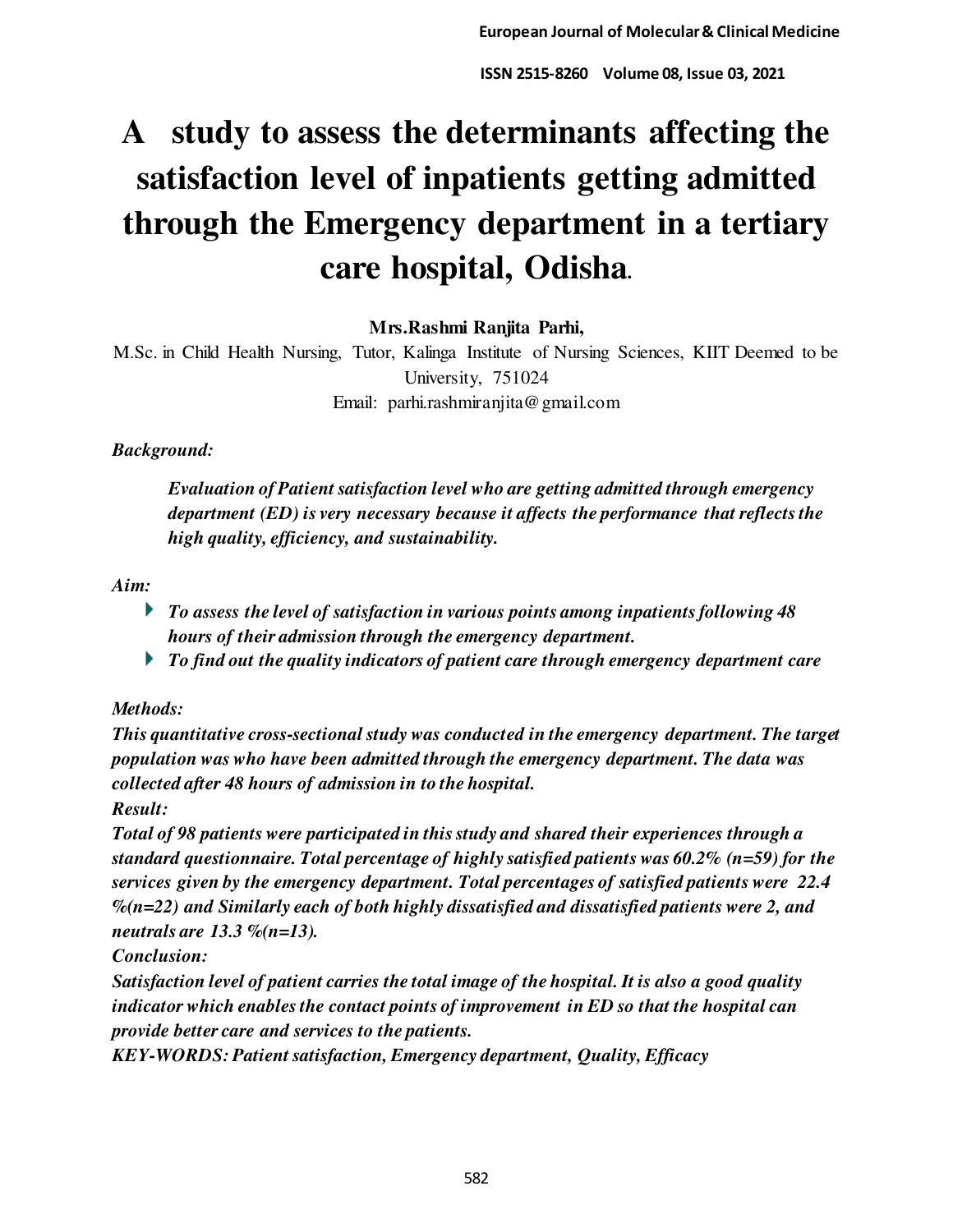# A study to assess the determinants affecting the satisfaction level of inpatients getting admitted through the Emergency department in a tertiary care hospital, Odisha.

**Mrs.Rashmi Ranjita Parhi,**

M.Sc. in Child Health Nursing, Tutor, Kalinga Institute of Nursing Sciences, KIIT Deemed to be University, 751024

Email: parhi.rashmiranjita@gmail.com

*Background:*

> ***Evaluation of Patient satisfaction level who are getting admitted through emergency department (ED) is very necessary because it affects the performance that reflects the high quality, efficiency, and sustainability.***

*Aim:*

- ***To assess the level of satisfaction in various points among inpatients following 48 hours of their admission through the emergency department.***
- ***To find out the quality indicators of patient care through emergency department care***

*Methods:*

***This quantitative cross-sectional study was conducted in the emergency department. The target population was who have been admitted through the emergency department. The data was collected after 48 hours of admission in to the hospital.***

*Result:*

***Total of 98 patients were participated in this study and shared their experiences through a standard questionnaire. Total percentage of highly satisfied patients was 60.2% (n=59) for the services given by the emergency department. Total percentages of satisfied patients were 22.4 %(n=22) and Similarly each of both highly dissatisfied and dissatisfied patients were 2, and neutrals are 13.3 %(n=13).***

*Conclusion:*

***Satisfaction level of patient carries the total image of the hospital. It is also a good quality indicator which enables the contact points of improvement in ED so that the hospital can provide better care and services to the patients.***

***KEY-WORDS: Patient satisfaction, Emergency department, Quality, Efficacy***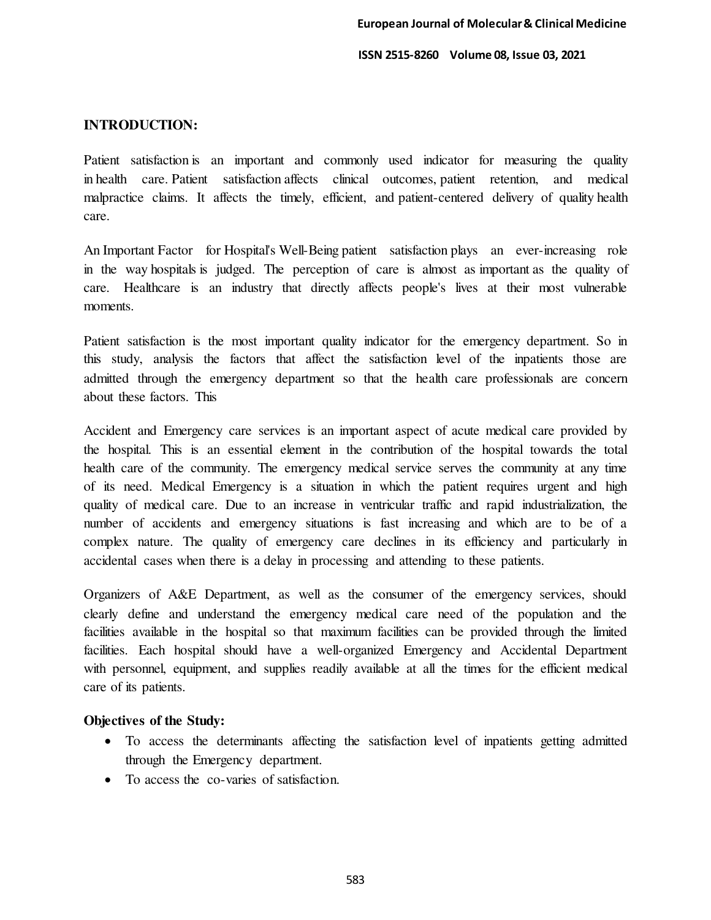## INTRODUCTION:

Patient satisfaction is an important and commonly used indicator for measuring the quality in health care. Patient satisfaction affects clinical outcomes, patient retention, and medical malpractice claims. It affects the timely, efficient, and patient-centered delivery of quality health care.

An Important Factor for Hospital's Well-Being patient satisfaction plays an ever-increasing role in the way hospitals is judged. The perception of care is almost as important as the quality of care. Healthcare is an industry that directly affects people's lives at their most vulnerable moments.

Patient satisfaction is the most important quality indicator for the emergency department. So in this study, analysis the factors that affect the satisfaction level of the inpatients those are admitted through the emergency department so that the health care professionals are concern about these factors. This

Accident and Emergency care services is an important aspect of acute medical care provided by the hospital. This is an essential element in the contribution of the hospital towards the total health care of the community. The emergency medical service serves the community at any time of its need. Medical Emergency is a situation in which the patient requires urgent and high quality of medical care. Due to an increase in ventricular traffic and rapid industrialization, the number of accidents and emergency situations is fast increasing and which are to be of a complex nature. The quality of emergency care declines in its efficiency and particularly in accidental cases when there is a delay in processing and attending to these patients.

Organizers of A&E Department, as well as the consumer of the emergency services, should clearly define and understand the emergency medical care need of the population and the facilities available in the hospital so that maximum facilities can be provided through the limited facilities. Each hospital should have a well-organized Emergency and Accidental Department with personnel, equipment, and supplies readily available at all the times for the efficient medical care of its patients.

### Objectives of the Study:

- To access the determinants affecting the satisfaction level of inpatients getting admitted through the Emergency department.
- To access the co-varies of satisfaction.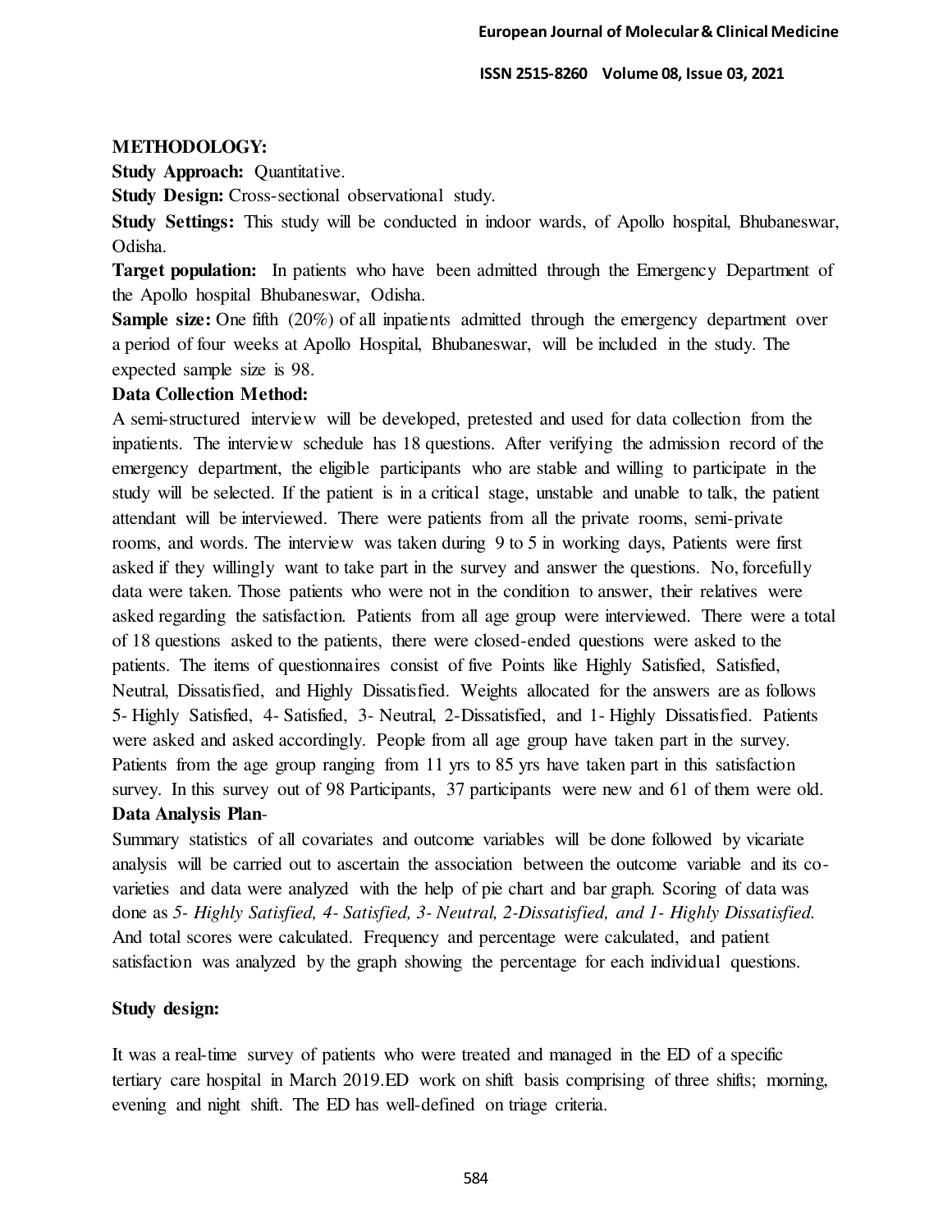**METHODOLOGY:**

**Study Approach:** Quantitative.

**Study Design:** Cross-sectional observational study.

**Study Settings:** This study will be conducted in indoor wards, of Apollo hospital, Bhubaneswar, Odisha.

**Target population:** In patients who have been admitted through the Emergency Department of the Apollo hospital Bhubaneswar, Odisha.

**Sample size:** One fifth (20%) of all inpatients admitted through the emergency department over a period of four weeks at Apollo Hospital, Bhubaneswar, will be included in the study. The expected sample size is 98.

**Data Collection Method:**

A semi-structured interview will be developed, pretested and used for data collection from the inpatients. The interview schedule has 18 questions. After verifying the admission record of the emergency department, the eligible participants who are stable and willing to participate in the study will be selected. If the patient is in a critical stage, unstable and unable to talk, the patient attendant will be interviewed. There were patients from all the private rooms, semi-private rooms, and words. The interview was taken during 9 to 5 in working days, Patients were first asked if they willingly want to take part in the survey and answer the questions. No, forcefully data were taken. Those patients who were not in the condition to answer, their relatives were asked regarding the satisfaction. Patients from all age group were interviewed. There were a total of 18 questions asked to the patients, there were closed-ended questions were asked to the patients. The items of questionnaires consist of five Points like Highly Satisfied, Satisfied, Neutral, Dissatisfied, and Highly Dissatisfied. Weights allocated for the answers are as follows 5- Highly Satisfied, 4- Satisfied, 3- Neutral, 2-Dissatisfied, and 1- Highly Dissatisfied. Patients were asked and asked accordingly. People from all age group have taken part in the survey. Patients from the age group ranging from 11 yrs to 85 yrs have taken part in this satisfaction survey. In this survey out of 98 Participants, 37 participants were new and 61 of them were old.

**Data Analysis Plan**-

Summary statistics of all covariates and outcome variables will be done followed by vicariate analysis will be carried out to ascertain the association between the outcome variable and its co-varieties and data were analyzed with the help of pie chart and bar graph. Scoring of data was done as *5- Highly Satisfied, 4- Satisfied, 3- Neutral, 2-Dissatisfied, and 1- Highly Dissatisfied.* And total scores were calculated. Frequency and percentage were calculated, and patient satisfaction was analyzed by the graph showing the percentage for each individual questions.

**Study design:**

It was a real-time survey of patients who were treated and managed in the ED of a specific tertiary care hospital in March 2019.ED work on shift basis comprising of three shifts; morning, evening and night shift. The ED has well-defined on triage criteria.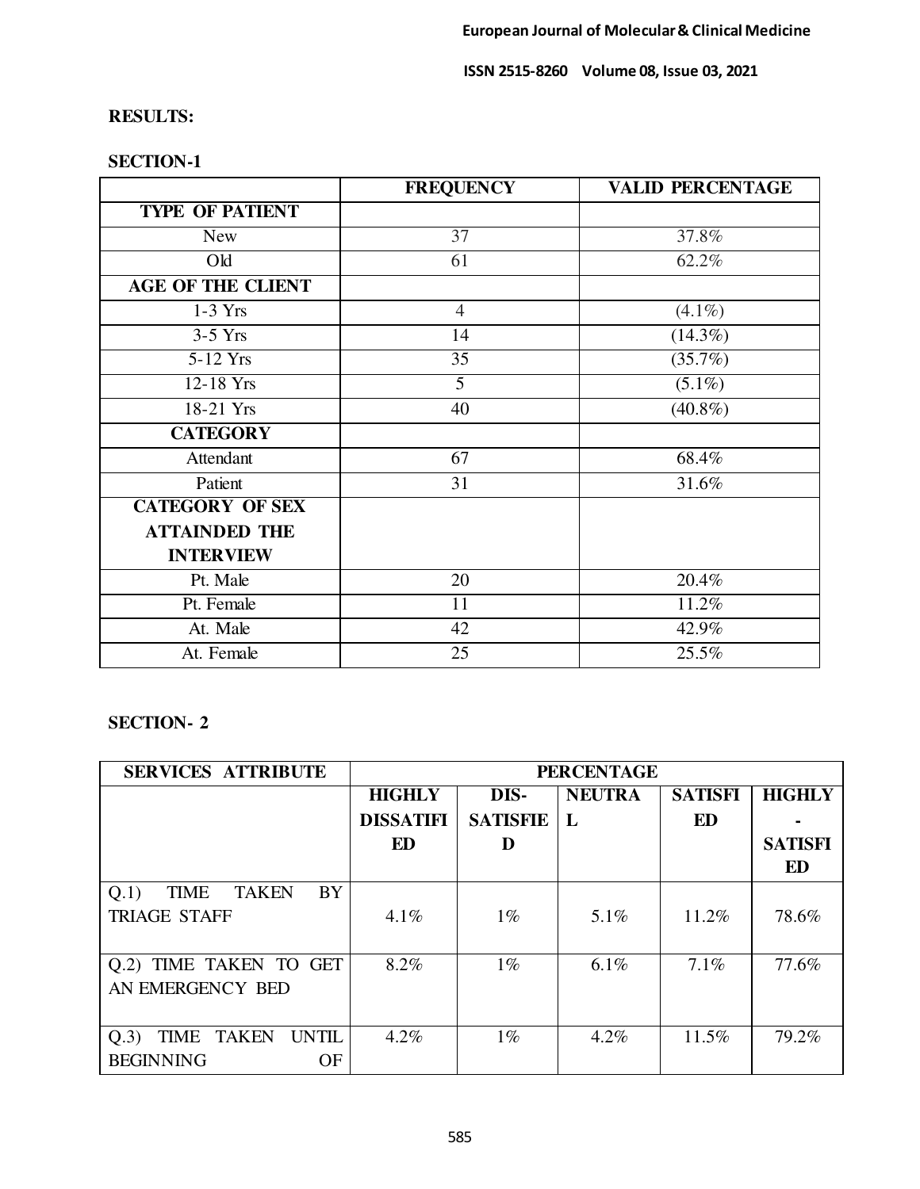**RESULTS:**

**SECTION-1**

| | FREQUENCY | VALID PERCENTAGE |
|---|---|---|
| **TYPE OF PATIENT** | | |
| New | 37 | 37.8% |
| Old | 61 | 62.2% |
| **AGE OF THE CLIENT** | | |
| 1-3 Yrs | 4 | (4.1%) |
| 3-5 Yrs | 14 | (14.3%) |
| 5-12 Yrs | 35 | (35.7%) |
| 12-18 Yrs | 5 | (5.1%) |
| 18-21 Yrs | 40 | (40.8%) |
| **CATEGORY** | | |
| Attendant | 67 | 68.4% |
| Patient | 31 | 31.6% |
| **CATEGORY OF SEX ATTAINDED THE INTERVIEW** | | |
| Pt. Male | 20 | 20.4% |
| Pt. Female | 11 | 11.2% |
| At. Male | 42 | 42.9% |
| At. Female | 25 | 25.5% |

**SECTION- 2**

| SERVICES ATTRIBUTE | PERCENTAGE | | | | |
|---|---|---|---|---|---|
| | HIGHLY DISSATIFIED | DIS-SATISFIED | NEUTRAL | SATISFIED | HIGHLY - SATISFIED |
| Q.1) TIME TAKEN BY TRIAGE STAFF | 4.1% | 1% | 5.1% | 11.2% | 78.6% |
| Q.2) TIME TAKEN TO GET AN EMERGENCY BED | 8.2% | 1% | 6.1% | 7.1% | 77.6% |
| Q.3) TIME TAKEN UNTIL BEGINNING OF | 4.2% | 1% | 4.2% | 11.5% | 79.2% |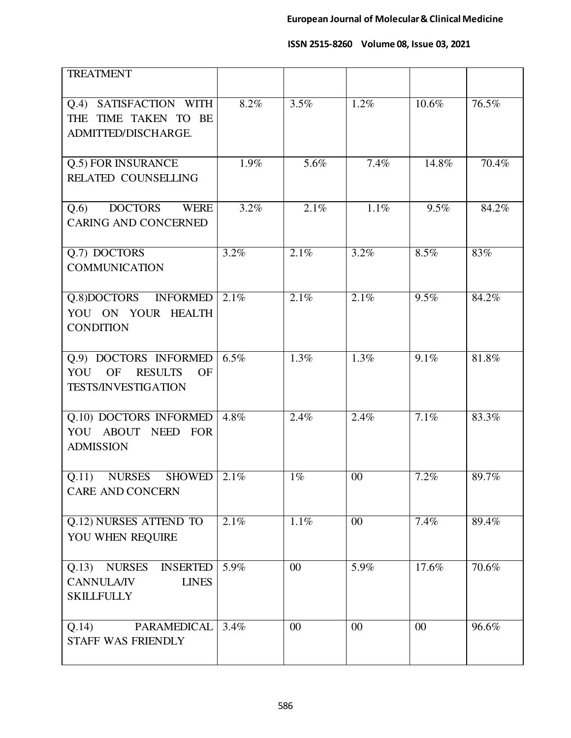| TREATMENT | | | | | |
|---|---|---|---|---|---|
| Q.4) SATISFACTION WITH THE TIME TAKEN TO BE ADMITTED/DISCHARGE. | 8.2% | 3.5% | 1.2% | 10.6% | 76.5% |
| Q.5) FOR INSURANCE RELATED COUNSELLING | 1.9% | 5.6% | 7.4% | 14.8% | 70.4% |
| Q.6) DOCTORS WERE CARING AND CONCERNED | 3.2% | 2.1% | 1.1% | 9.5% | 84.2% |
| Q.7) DOCTORS COMMUNICATION | 3.2% | 2.1% | 3.2% | 8.5% | 83% |
| Q.8)DOCTORS INFORMED YOU ON YOUR HEALTH CONDITION | 2.1% | 2.1% | 2.1% | 9.5% | 84.2% |
| Q.9) DOCTORS INFORMED YOU OF RESULTS OF TESTS/INVESTIGATION | 6.5% | 1.3% | 1.3% | 9.1% | 81.8% |
| Q.10) DOCTORS INFORMED YOU ABOUT NEED FOR ADMISSION | 4.8% | 2.4% | 2.4% | 7.1% | 83.3% |
| Q.11) NURSES SHOWED CARE AND CONCERN | 2.1% | 1% | 00 | 7.2% | 89.7% |
| Q.12) NURSES ATTEND TO YOU WHEN REQUIRE | 2.1% | 1.1% | 00 | 7.4% | 89.4% |
| Q.13) NURSES INSERTED CANNULA/IV LINES SKILLFULLY | 5.9% | 00 | 5.9% | 17.6% | 70.6% |
| Q.14) PARAMEDICAL STAFF WAS FRIENDLY | 3.4% | 00 | 00 | 00 | 96.6% |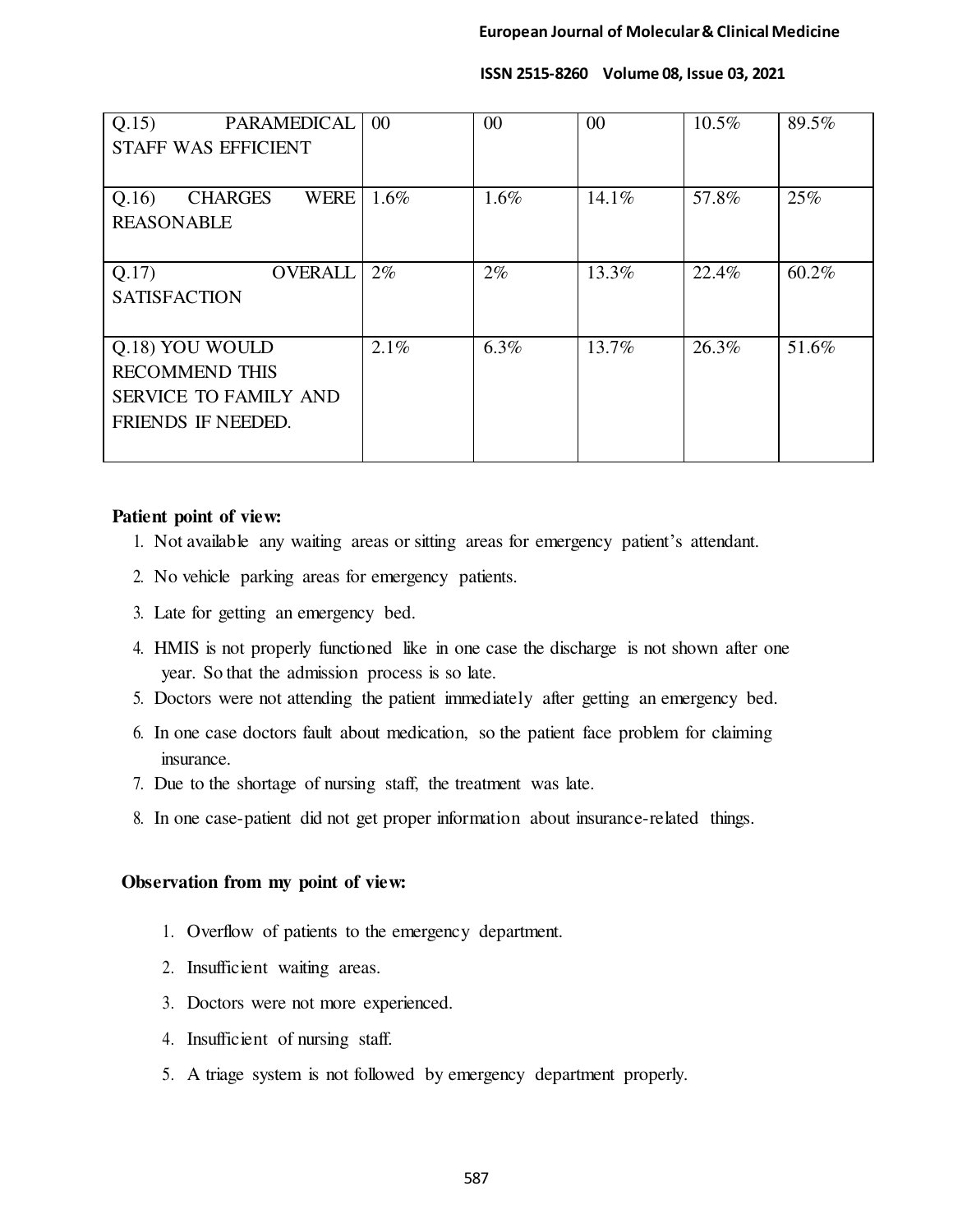| | | | | | |
|---|---|---|---|---|---|
| Q.15) PARAMEDICAL STAFF WAS EFFICIENT | 00 | 00 | 00 | 10.5% | 89.5% |
| Q.16) CHARGES WERE REASONABLE | 1.6% | 1.6% | 14.1% | 57.8% | 25% |
| Q.17) OVERALL SATISFACTION | 2% | 2% | 13.3% | 22.4% | 60.2% |
| Q.18) YOU WOULD RECOMMEND THIS SERVICE TO FAMILY AND FRIENDS IF NEEDED. | 2.1% | 6.3% | 13.7% | 26.3% | 51.6% |

**Patient point of view:**

1. Not available any waiting areas or sitting areas for emergency patient's attendant.
2. No vehicle parking areas for emergency patients.
3. Late for getting an emergency bed.
4. HMIS is not properly functioned like in one case the discharge is not shown after one year. So that the admission process is so late.
5. Doctors were not attending the patient immediately after getting an emergency bed.
6. In one case doctors fault about medication, so the patient face problem for claiming insurance.
7. Due to the shortage of nursing staff, the treatment was late.
8. In one case-patient did not get proper information about insurance-related things.

**Observation from my point of view:**

1. Overflow of patients to the emergency department.
2. Insufficient waiting areas.
3. Doctors were not more experienced.
4. Insufficient of nursing staff.
5. A triage system is not followed by emergency department properly.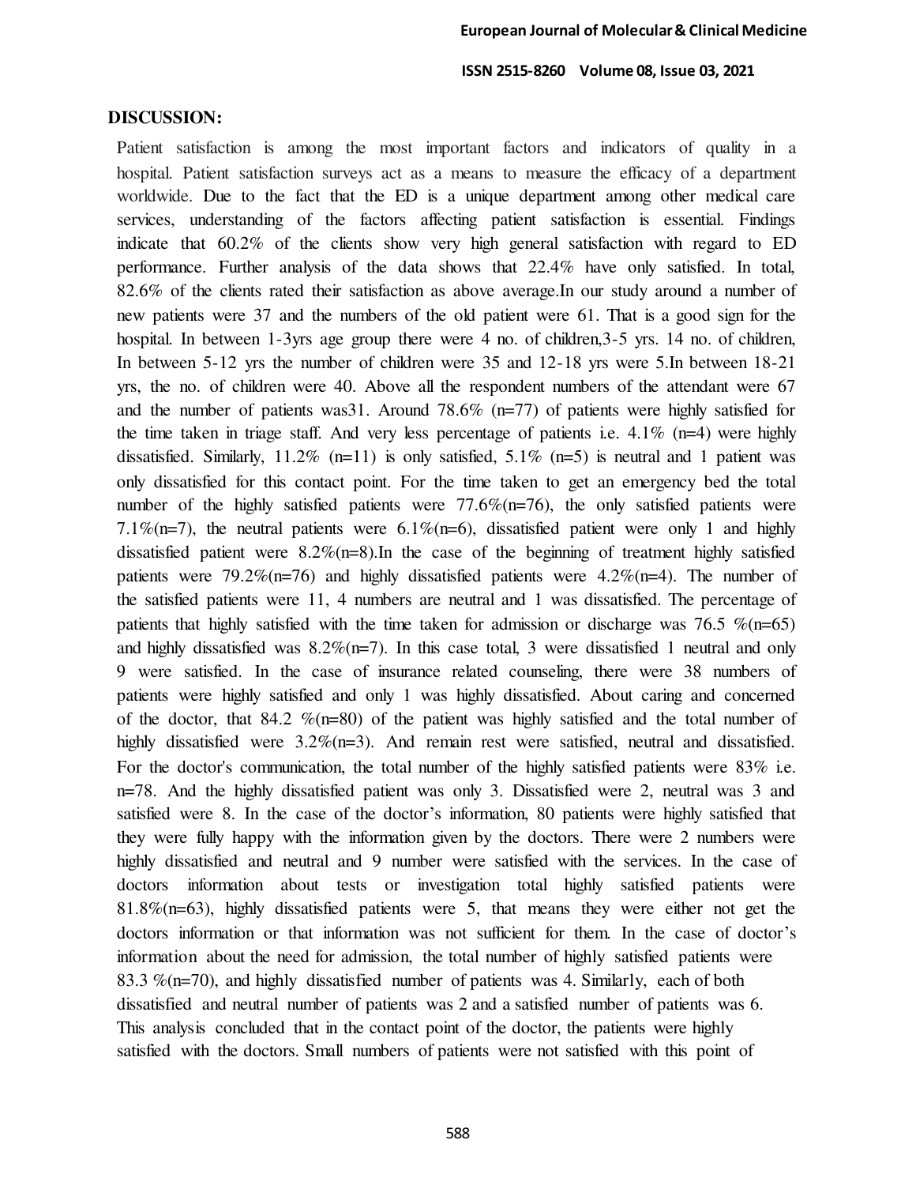**DISCUSSION:**

Patient satisfaction is among the most important factors and indicators of quality in a hospital. Patient satisfaction surveys act as a means to measure the efficacy of a department worldwide. Due to the fact that the ED is a unique department among other medical care services, understanding of the factors affecting patient satisfaction is essential. Findings indicate that 60.2% of the clients show very high general satisfaction with regard to ED performance. Further analysis of the data shows that 22.4% have only satisfied. In total, 82.6% of the clients rated their satisfaction as above average.In our study around a number of new patients were 37 and the numbers of the old patient were 61. That is a good sign for the hospital. In between 1-3yrs age group there were 4 no. of children,3-5 yrs. 14 no. of children, In between 5-12 yrs the number of children were 35 and 12-18 yrs were 5.In between 18-21 yrs, the no. of children were 40. Above all the respondent numbers of the attendant were 67 and the number of patients was31. Around 78.6% (n=77) of patients were highly satisfied for the time taken in triage staff. And very less percentage of patients i.e. 4.1% (n=4) were highly dissatisfied. Similarly, 11.2% (n=11) is only satisfied, 5.1% (n=5) is neutral and 1 patient was only dissatisfied for this contact point. For the time taken to get an emergency bed the total number of the highly satisfied patients were 77.6%(n=76), the only satisfied patients were 7.1%(n=7), the neutral patients were 6.1%(n=6), dissatisfied patient were only 1 and highly dissatisfied patient were 8.2%(n=8).In the case of the beginning of treatment highly satisfied patients were 79.2%(n=76) and highly dissatisfied patients were 4.2%(n=4). The number of the satisfied patients were 11, 4 numbers are neutral and 1 was dissatisfied. The percentage of patients that highly satisfied with the time taken for admission or discharge was 76.5 %(n=65) and highly dissatisfied was 8.2%(n=7). In this case total, 3 were dissatisfied 1 neutral and only 9 were satisfied. In the case of insurance related counseling, there were 38 numbers of patients were highly satisfied and only 1 was highly dissatisfied. About caring and concerned of the doctor, that 84.2 %(n=80) of the patient was highly satisfied and the total number of highly dissatisfied were 3.2%(n=3). And remain rest were satisfied, neutral and dissatisfied. For the doctor's communication, the total number of the highly satisfied patients were 83% i.e. n=78. And the highly dissatisfied patient was only 3. Dissatisfied were 2, neutral was 3 and satisfied were 8. In the case of the doctor's information, 80 patients were highly satisfied that they were fully happy with the information given by the doctors. There were 2 numbers were highly dissatisfied and neutral and 9 number were satisfied with the services. In the case of doctors information about tests or investigation total highly satisfied patients were 81.8%(n=63), highly dissatisfied patients were 5, that means they were either not get the doctors information or that information was not sufficient for them. In the case of doctor's information about the need for admission, the total number of highly satisfied patients were 83.3 %(n=70), and highly dissatisfied number of patients was 4. Similarly, each of both dissatisfied and neutral number of patients was 2 and a satisfied number of patients was 6. This analysis concluded that in the contact point of the doctor, the patients were highly satisfied with the doctors. Small numbers of patients were not satisfied with this point of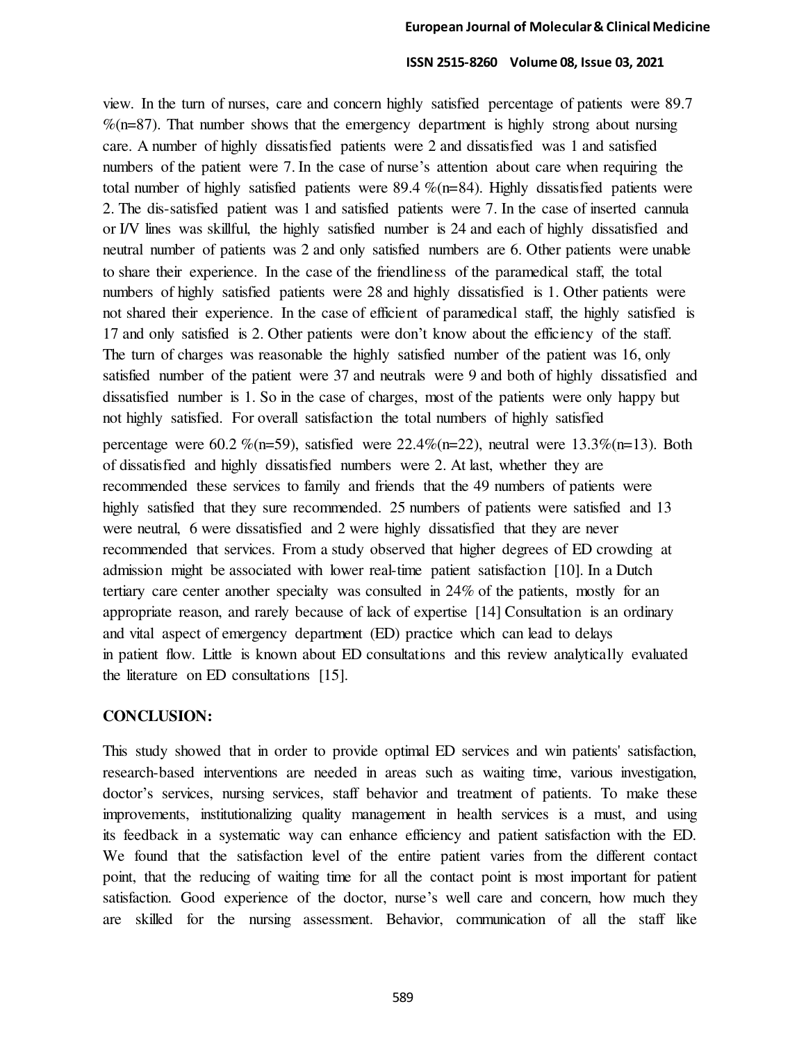view. In the turn of nurses, care and concern highly satisfied percentage of patients were 89.7 %(n=87). That number shows that the emergency department is highly strong about nursing care. A number of highly dissatisfied patients were 2 and dissatisfied was 1 and satisfied numbers of the patient were 7. In the case of nurse's attention about care when requiring the total number of highly satisfied patients were 89.4 %(n=84). Highly dissatisfied patients were 2. The dis-satisfied patient was 1 and satisfied patients were 7. In the case of inserted cannula or I/V lines was skillful, the highly satisfied number is 24 and each of highly dissatisfied and neutral number of patients was 2 and only satisfied numbers are 6. Other patients were unable to share their experience. In the case of the friendliness of the paramedical staff, the total numbers of highly satisfied patients were 28 and highly dissatisfied is 1. Other patients were not shared their experience. In the case of efficient of paramedical staff, the highly satisfied is 17 and only satisfied is 2. Other patients were don't know about the efficiency of the staff. The turn of charges was reasonable the highly satisfied number of the patient was 16, only satisfied number of the patient were 37 and neutrals were 9 and both of highly dissatisfied and dissatisfied number is 1. So in the case of charges, most of the patients were only happy but not highly satisfied. For overall satisfaction the total numbers of highly satisfied percentage were 60.2 %(n=59), satisfied were 22.4%(n=22), neutral were 13.3%(n=13). Both of dissatisfied and highly dissatisfied numbers were 2. At last, whether they are recommended these services to family and friends that the 49 numbers of patients were highly satisfied that they sure recommended. 25 numbers of patients were satisfied and 13 were neutral, 6 were dissatisfied and 2 were highly dissatisfied that they are never recommended that services. From a study observed that higher degrees of ED crowding at admission might be associated with lower real-time patient satisfaction [10]. In a Dutch tertiary care center another specialty was consulted in 24% of the patients, mostly for an appropriate reason, and rarely because of lack of expertise [14] Consultation is an ordinary and vital aspect of emergency department (ED) practice which can lead to delays in patient flow. Little is known about ED consultations and this review analytically evaluated the literature on ED consultations [15].

## CONCLUSION:

This study showed that in order to provide optimal ED services and win patients' satisfaction, research-based interventions are needed in areas such as waiting time, various investigation, doctor's services, nursing services, staff behavior and treatment of patients. To make these improvements, institutionalizing quality management in health services is a must, and using its feedback in a systematic way can enhance efficiency and patient satisfaction with the ED. We found that the satisfaction level of the entire patient varies from the different contact point, that the reducing of waiting time for all the contact point is most important for patient satisfaction. Good experience of the doctor, nurse's well care and concern, how much they are skilled for the nursing assessment. Behavior, communication of all the staff like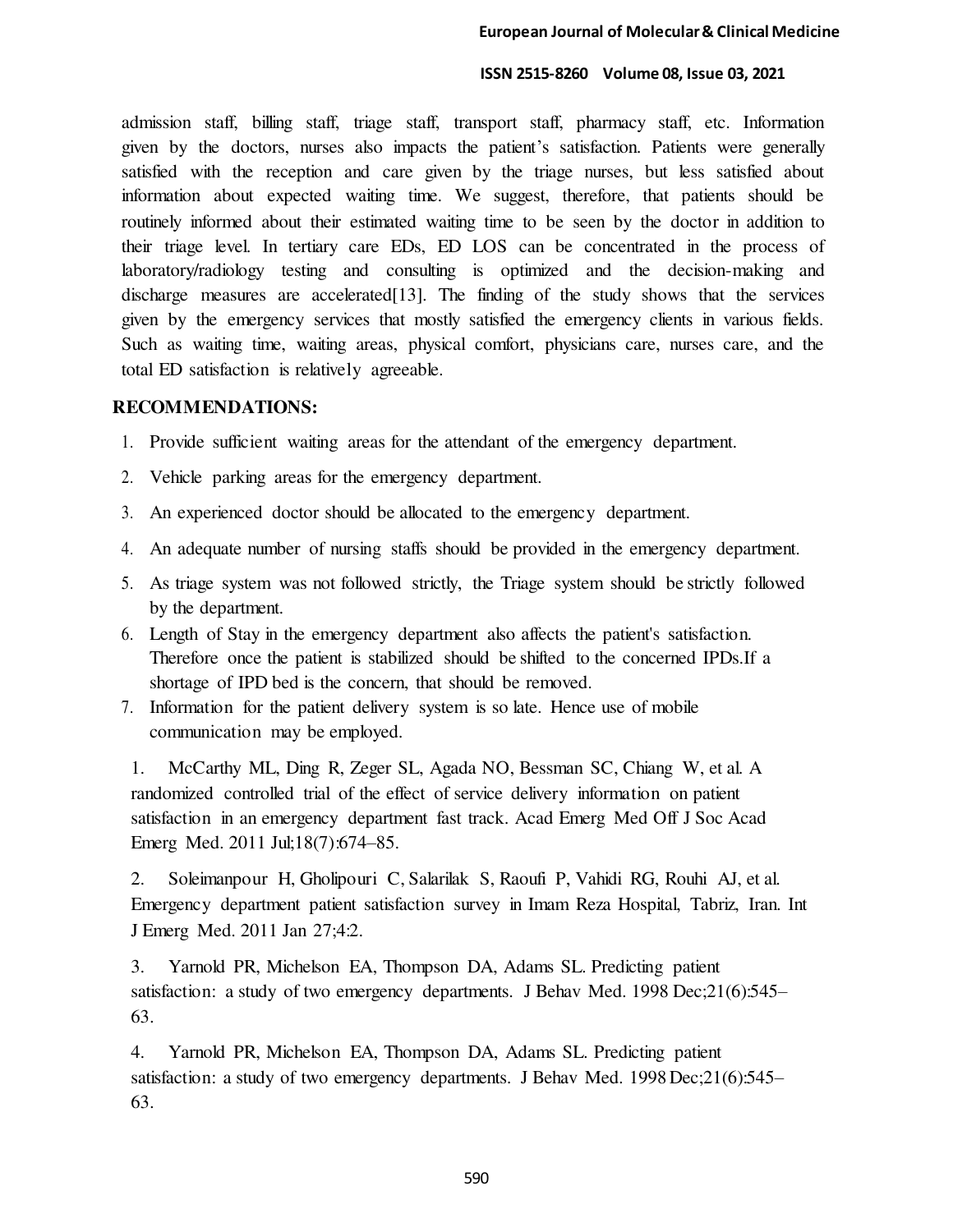admission staff, billing staff, triage staff, transport staff, pharmacy staff, etc. Information given by the doctors, nurses also impacts the patient's satisfaction. Patients were generally satisfied with the reception and care given by the triage nurses, but less satisfied about information about expected waiting time. We suggest, therefore, that patients should be routinely informed about their estimated waiting time to be seen by the doctor in addition to their triage level. In tertiary care EDs, ED LOS can be concentrated in the process of laboratory/radiology testing and consulting is optimized and the decision-making and discharge measures are accelerated[13]. The finding of the study shows that the services given by the emergency services that mostly satisfied the emergency clients in various fields. Such as waiting time, waiting areas, physical comfort, physicians care, nurses care, and the total ED satisfaction is relatively agreeable.

## RECOMMENDATIONS:

1. Provide sufficient waiting areas for the attendant of the emergency department.
2. Vehicle parking areas for the emergency department.
3. An experienced doctor should be allocated to the emergency department.
4. An adequate number of nursing staffs should be provided in the emergency department.
5. As triage system was not followed strictly, the Triage system should be strictly followed by the department.
6. Length of Stay in the emergency department also affects the patient's satisfaction. Therefore once the patient is stabilized should be shifted to the concerned IPDs.If a shortage of IPD bed is the concern, that should be removed.
7. Information for the patient delivery system is so late. Hence use of mobile communication may be employed.

1. McCarthy ML, Ding R, Zeger SL, Agada NO, Bessman SC, Chiang W, et al. A randomized controlled trial of the effect of service delivery information on patient satisfaction in an emergency department fast track. Acad Emerg Med Off J Soc Acad Emerg Med. 2011 Jul;18(7):674–85.

2. Soleimanpour H, Gholipouri C, Salarilak S, Raoufi P, Vahidi RG, Rouhi AJ, et al. Emergency department patient satisfaction survey in Imam Reza Hospital, Tabriz, Iran. Int J Emerg Med. 2011 Jan 27;4:2.

3. Yarnold PR, Michelson EA, Thompson DA, Adams SL. Predicting patient satisfaction: a study of two emergency departments. J Behav Med. 1998 Dec;21(6):545–63.

4. Yarnold PR, Michelson EA, Thompson DA, Adams SL. Predicting patient satisfaction: a study of two emergency departments. J Behav Med. 1998 Dec;21(6):545–63.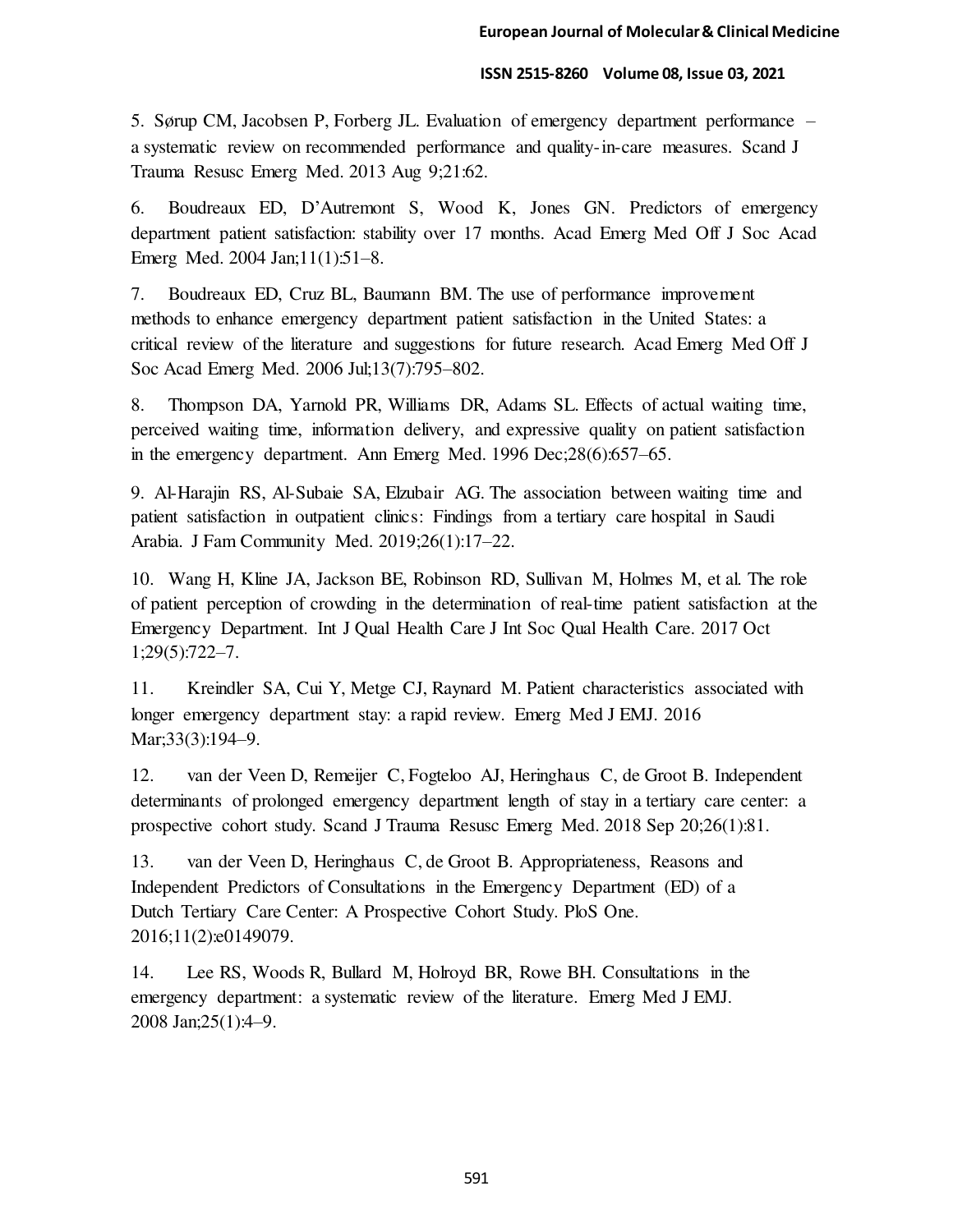5. Sørup CM, Jacobsen P, Forberg JL. Evaluation of emergency department performance – a systematic review on recommended performance and quality-in-care measures. Scand J Trauma Resusc Emerg Med. 2013 Aug 9;21:62.

6. Boudreaux ED, D'Autremont S, Wood K, Jones GN. Predictors of emergency department patient satisfaction: stability over 17 months. Acad Emerg Med Off J Soc Acad Emerg Med. 2004 Jan;11(1):51–8.

7. Boudreaux ED, Cruz BL, Baumann BM. The use of performance improvement methods to enhance emergency department patient satisfaction in the United States: a critical review of the literature and suggestions for future research. Acad Emerg Med Off J Soc Acad Emerg Med. 2006 Jul;13(7):795–802.

8. Thompson DA, Yarnold PR, Williams DR, Adams SL. Effects of actual waiting time, perceived waiting time, information delivery, and expressive quality on patient satisfaction in the emergency department. Ann Emerg Med. 1996 Dec;28(6):657–65.

9. Al-Harajin RS, Al-Subaie SA, Elzubair AG. The association between waiting time and patient satisfaction in outpatient clinics: Findings from a tertiary care hospital in Saudi Arabia. J Fam Community Med. 2019;26(1):17–22.

10. Wang H, Kline JA, Jackson BE, Robinson RD, Sullivan M, Holmes M, et al. The role of patient perception of crowding in the determination of real-time patient satisfaction at the Emergency Department. Int J Qual Health Care J Int Soc Qual Health Care. 2017 Oct 1;29(5):722–7.

11. Kreindler SA, Cui Y, Metge CJ, Raynard M. Patient characteristics associated with longer emergency department stay: a rapid review. Emerg Med J EMJ. 2016 Mar;33(3):194–9.

12. van der Veen D, Remeijer C, Fogteloo AJ, Heringhaus C, de Groot B. Independent determinants of prolonged emergency department length of stay in a tertiary care center: a prospective cohort study. Scand J Trauma Resusc Emerg Med. 2018 Sep 20;26(1):81.

13. van der Veen D, Heringhaus C, de Groot B. Appropriateness, Reasons and Independent Predictors of Consultations in the Emergency Department (ED) of a Dutch Tertiary Care Center: A Prospective Cohort Study. PloS One. 2016;11(2):e0149079.

14. Lee RS, Woods R, Bullard M, Holroyd BR, Rowe BH. Consultations in the emergency department: a systematic review of the literature. Emerg Med J EMJ. 2008 Jan;25(1):4–9.